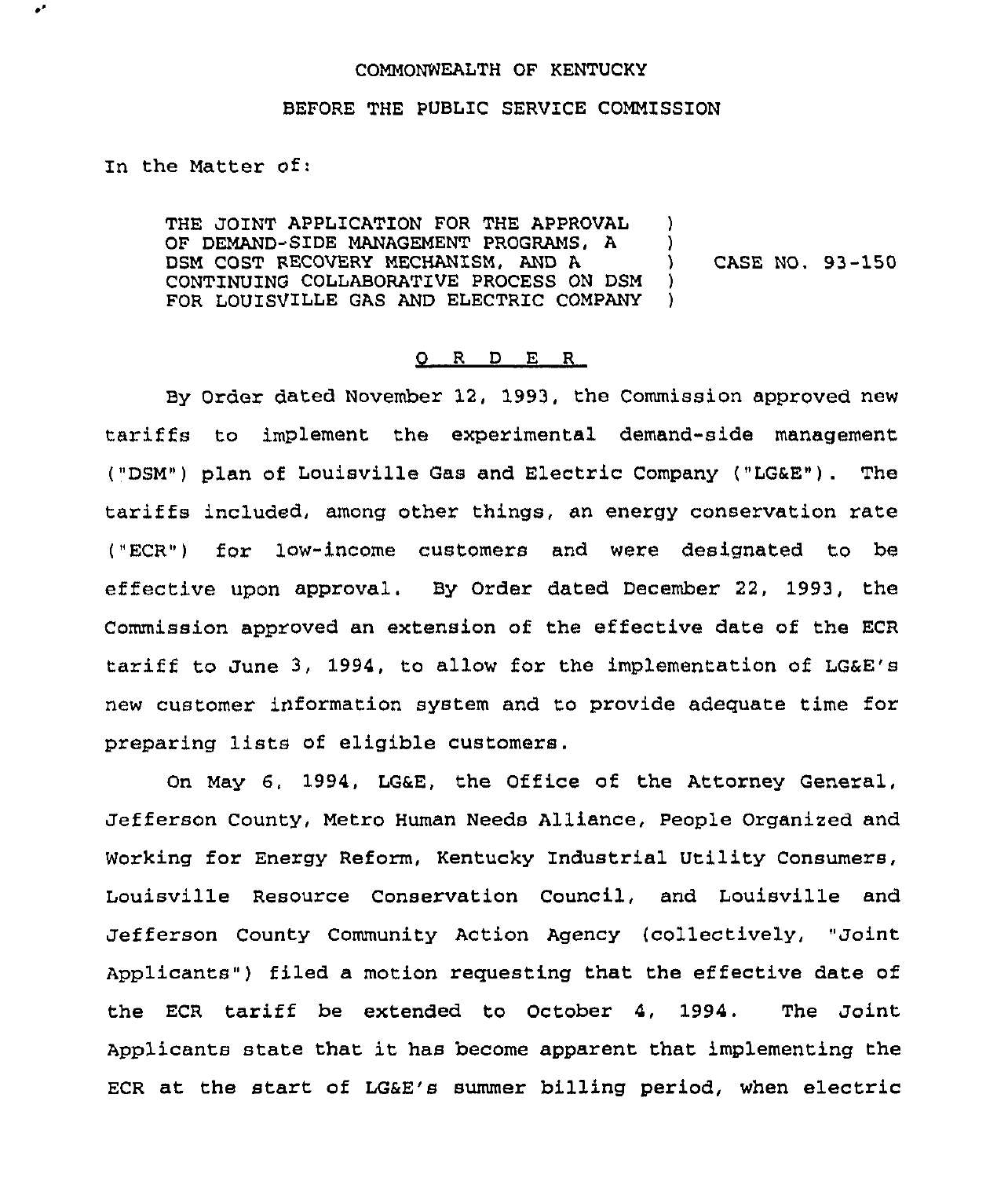COMMONWEALTH OF KENTUCKY

BEFORE THE PUBLIC SERVICE COMMISSION

In the Matter of:

THE JOINT APPLICATION FOR THE APPROVAL OF DEMAND-SIDE MANAGEMENT PROGRAMS, A DSM COST RECOVERY MECHANISM, AND A CONTINUING COLLABORATIVE PROCESS ON DSM FOR LOUISVILLE GAS AND ELECTRIC COMPANY ) CASE NO. 93-150

## O R D E R

By Order dated November 12, 1993, the Commission approved new tariffs to implement the experimental demand-side management ("DSM") plan of Louisville Gas and Electric Company ("LG&E"). The tariffs included, among other things, an energy conservation rate ("ECR") for low-income customers and were designated to be effective upon approval. By Order dated December 22, 1993, the Commission approved an extension of the effective date of the ECR tariff to June 3, 1994, to allow for the implementation of LG&E's new customer information system and to provide adequate time for preparing lists of eligible customers.

On May 6, 1994, LG&E, the Office of the Attorney General, Jefferson County, Metro Human Needs Alliance, People Organized and Working for Energy Reform, Kentucky Industrial Utility Consumers, Louisville Resource Conservation Council, and Louisville and Jefferson County Community Action Agency (collectively, "Joint Applicants") filed a motion requesting that the effective date of the ECR tariff be extended to October 4, 1994. The Joint Applicants state that it has become apparent that implementing the ECR at the start of LG&E's summer billing period, when electric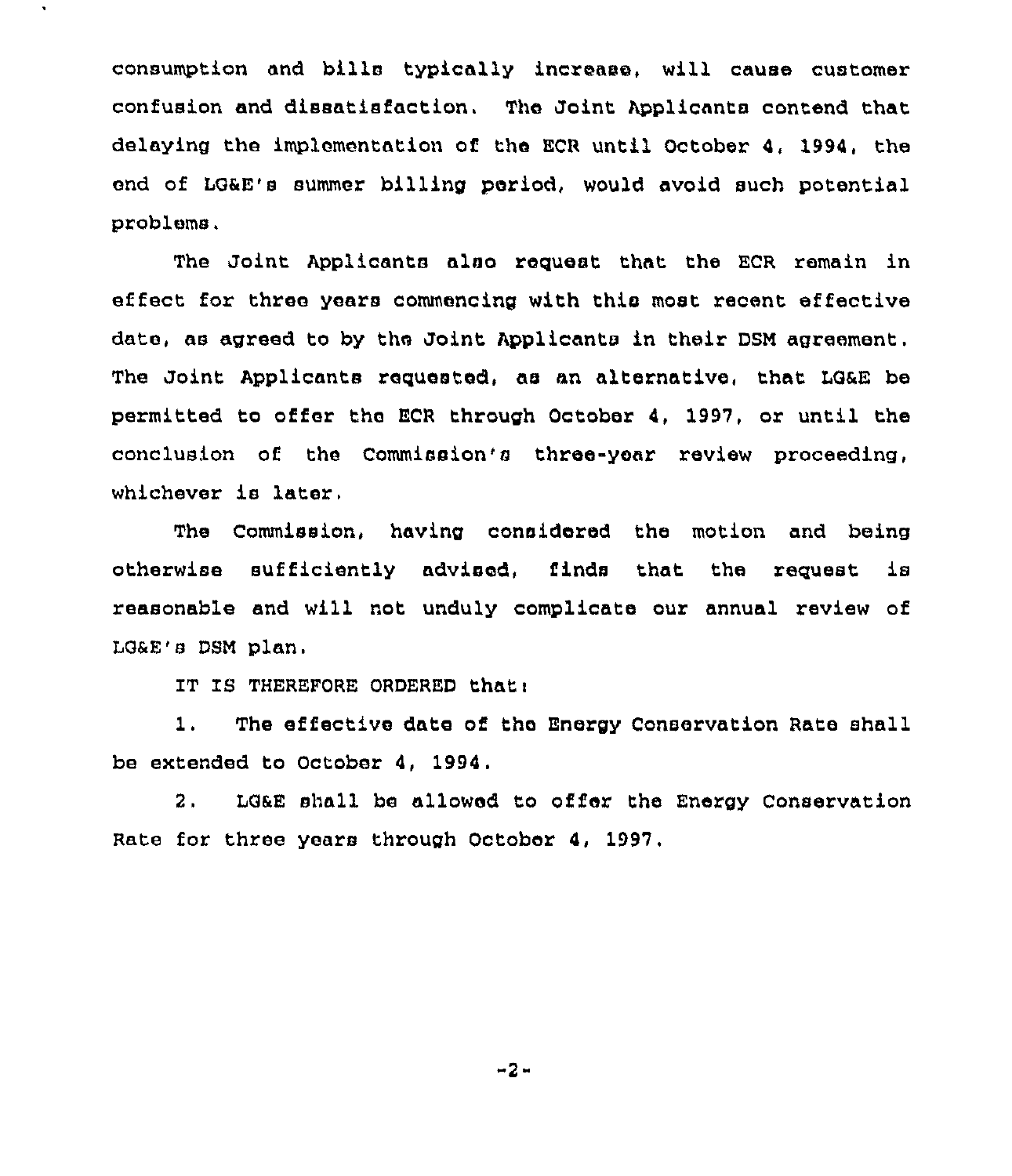consumption and bills typically increase, will cause customer confusion and dissatisfaction. The Joint Applicants contend that delaying the implementation of the ECR until October 4, 1994, the end of LG&E's summer billing period, would avoid such potential problems.

The Joint Applicants also request that the ECR remain in effect for three years commencing with this most recent effective date, as agreed to by the Joint Applicants in their DSM agreement. The Joint Applicants requested, as an alternative, that LG&E be permitted to offer the ECR through October 4, 1997, or until the conclusion of the Commission's three-year review proceeding, whichever is later.

The Commission, having considered the motion and being otherwise sufficiently advised, finds that the request is reasonable and will not unduly complicate our annual review of LG&E's DSM plan.

IT IS THEREFORE ORDERED that:

1. The effective date of the Energy Conservation Rate shall be extended to October 4, 1994.

2. LG&E shall be allowed to offer the Energy Conservation Rate for three years through October 4, 1997.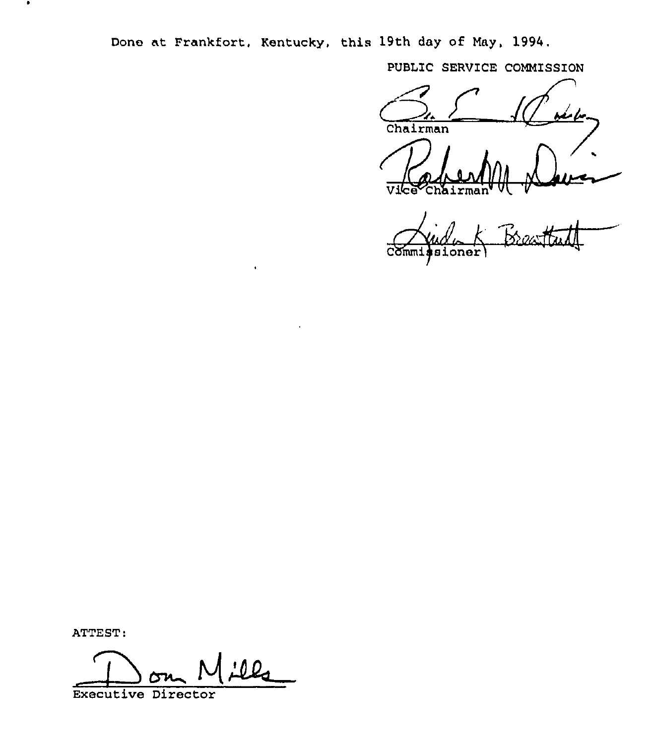Done at Frankfort, Kentucky, this 19th day of May, 1994.

PUBLIC SERVICE COMMISSION

Chairman

Vice Chairman

Commissioner

ATTEST:

Executive Director